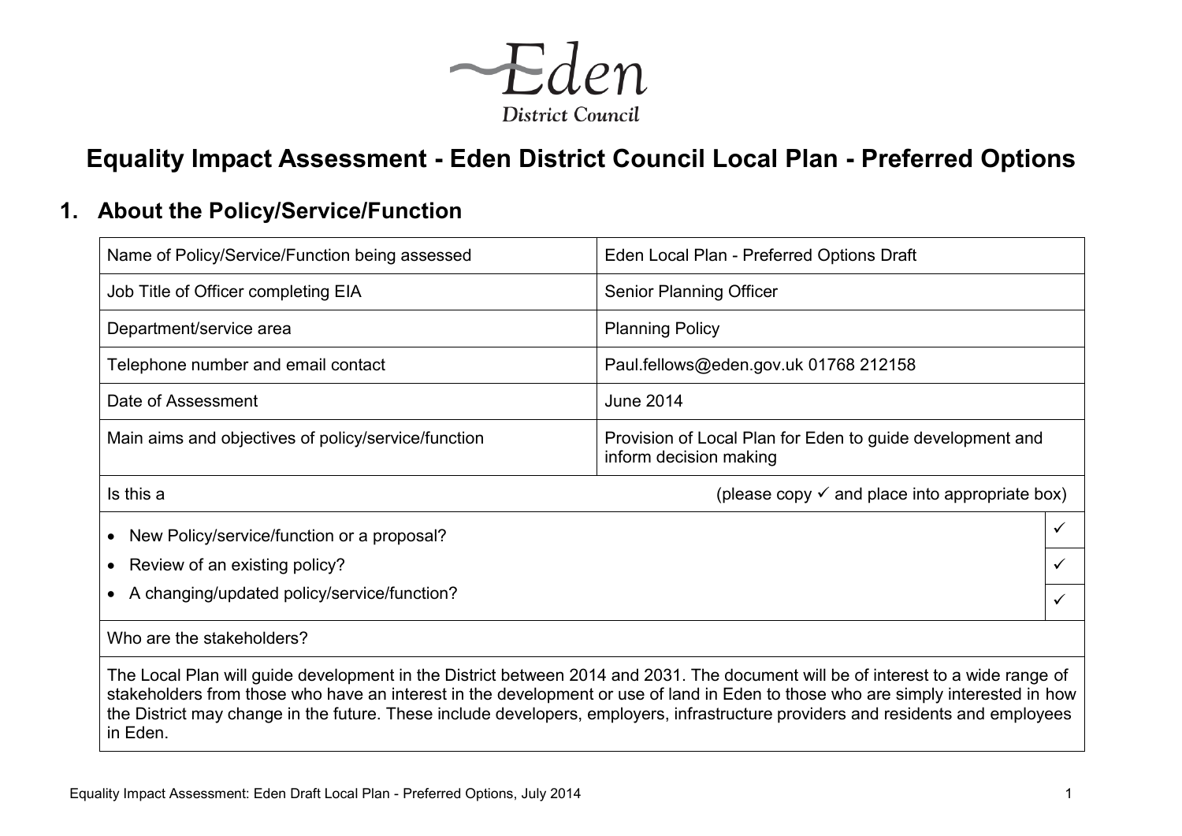Eden District Council

# Equality Impact Assessment - Eden District Council Local Plan - Preferred Options

## 1. About the Policy/Service/Function

| | |
|---|---|
| Name of Policy/Service/Function being assessed | Eden Local Plan - Preferred Options Draft |
| Job Title of Officer completing EIA | Senior Planning Officer |
| Department/service area | Planning Policy |
| Telephone number and email contact | Paul.fellows@eden.gov.uk 01768 212158 |
| Date of Assessment | June 2014 |
| Main aims and objectives of policy/service/function | Provision of Local Plan for Eden to guide development and inform decision making |
| Is this a | (please copy ✓ and place into appropriate box) |
| • New Policy/service/function or a proposal? | ✓ |
| • Review of an existing policy? | ✓ |
| • A changing/updated policy/service/function? | ✓ |
| Who are the stakeholders? | |
| The Local Plan will guide development in the District between 2014 and 2031. The document will be of interest to a wide range of stakeholders from those who have an interest in the development or use of land in Eden to those who are simply interested in how the District may change in the future. These include developers, employers, infrastructure providers and residents and employees in Eden. | |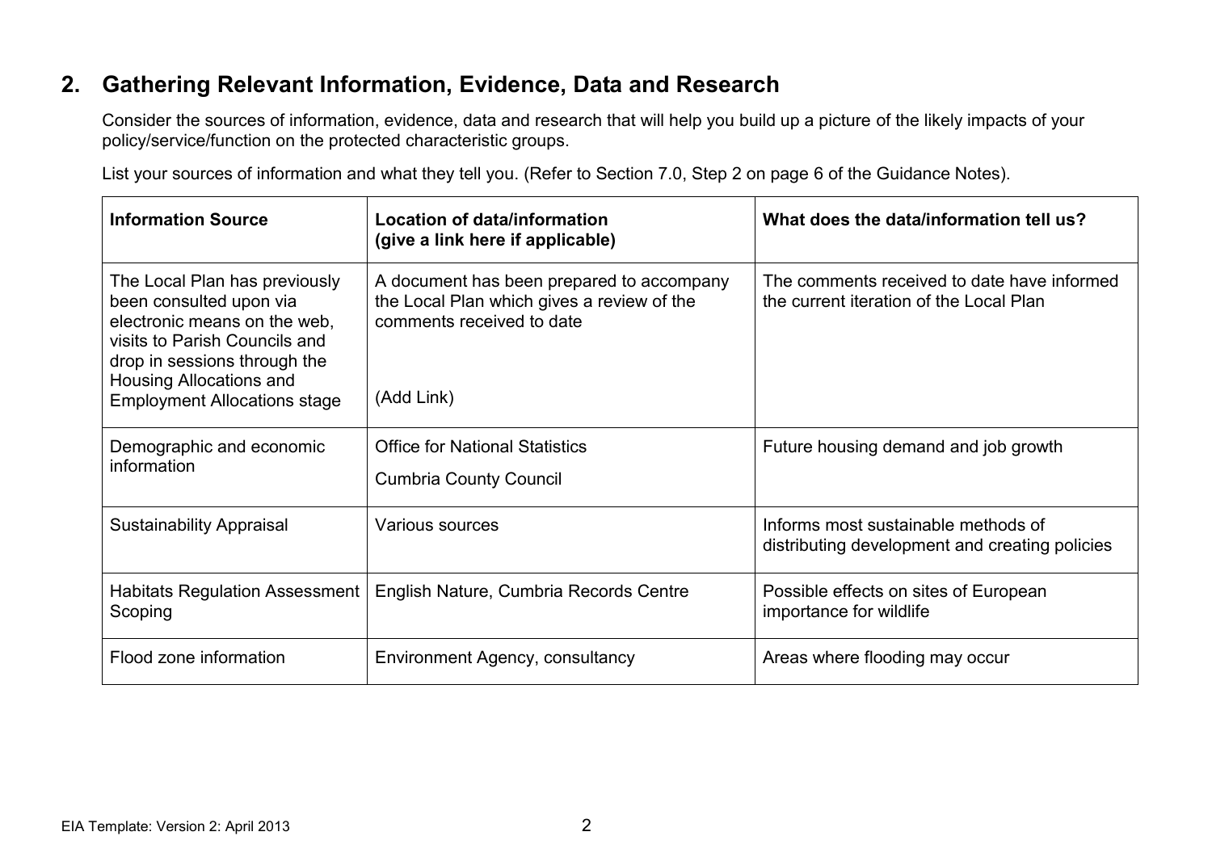## 2. Gathering Relevant Information, Evidence, Data and Research

Consider the sources of information, evidence, data and research that will help you build up a picture of the likely impacts of your policy/service/function on the protected characteristic groups.

List your sources of information and what they tell you. (Refer to Section 7.0, Step 2 on page 6 of the Guidance Notes).

| Information Source | Location of data/information (give a link here if applicable) | What does the data/information tell us? |
|---|---|---|
| The Local Plan has previously been consulted upon via electronic means on the web, visits to Parish Councils and drop in sessions through the Housing Allocations and Employment Allocations stage | A document has been prepared to accompany the Local Plan which gives a review of the comments received to date<br><br>(Add Link) | The comments received to date have informed the current iteration of the Local Plan |
| Demographic and economic information | Office for National Statistics<br>Cumbria County Council | Future housing demand and job growth |
| Sustainability Appraisal | Various sources | Informs most sustainable methods of distributing development and creating policies |
| Habitats Regulation Assessment Scoping | English Nature, Cumbria Records Centre | Possible effects on sites of European importance for wildlife |
| Flood zone information | Environment Agency, consultancy | Areas where flooding may occur |

EIA Template: Version 2: April 2013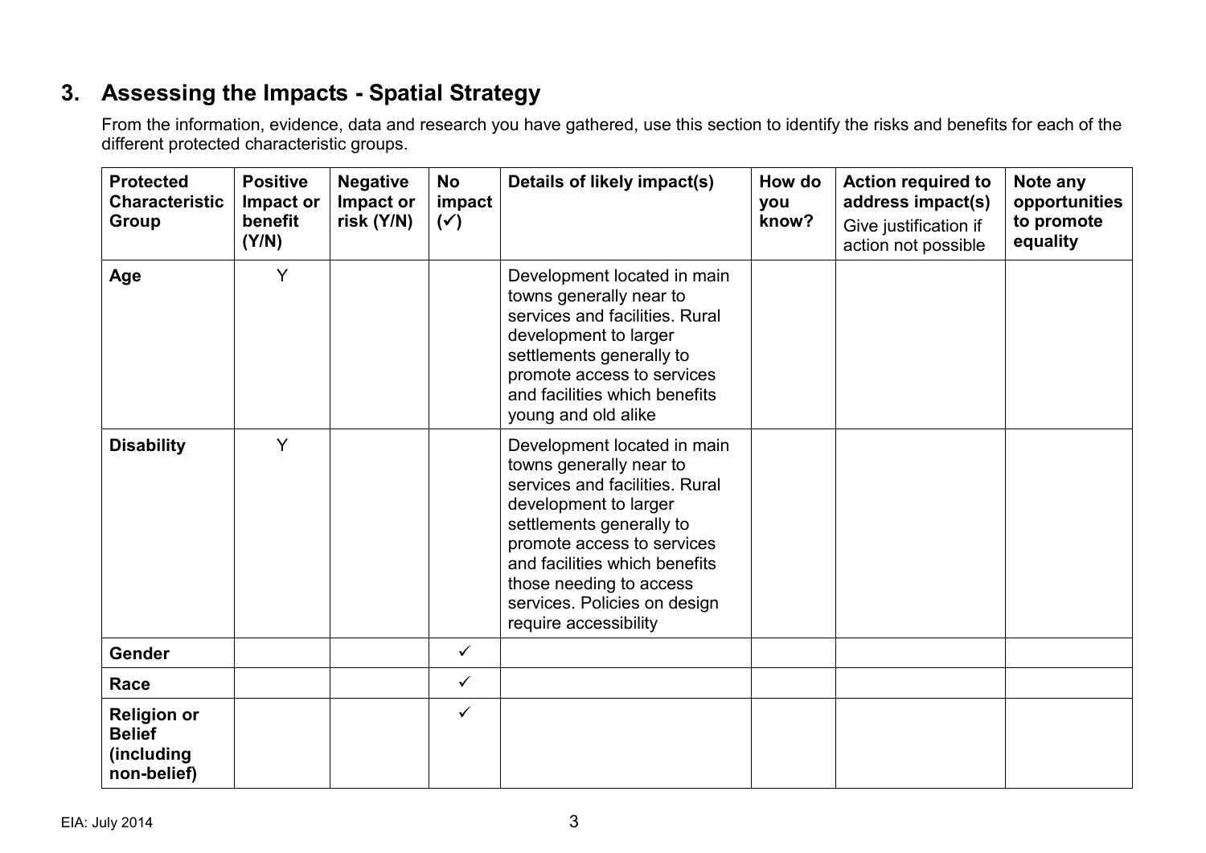## 3. Assessing the Impacts - Spatial Strategy

From the information, evidence, data and research you have gathered, use this section to identify the risks and benefits for each of the different protected characteristic groups.

| Protected Characteristic Group | Positive Impact or benefit (Y/N) | Negative Impact or risk (Y/N) | No impact (✓) | Details of likely impact(s) | How do you know? | Action required to address impact(s) Give justification if action not possible | Note any opportunities to promote equality |
|---|---|---|---|---|---|---|---|
| **Age** | Y | | | Development located in main towns generally near to services and facilities. Rural development to larger settlements generally to promote access to services and facilities which benefits young and old alike | | | |
| **Disability** | Y | | | Development located in main towns generally near to services and facilities. Rural development to larger settlements generally to promote access to services and facilities which benefits those needing to access services. Policies on design require accessibility | | | |
| **Gender** | | | ✓ | | | | |
| **Race** | | | ✓ | | | | |
| **Religion or Belief (including non-belief)** | | | ✓ | | | | |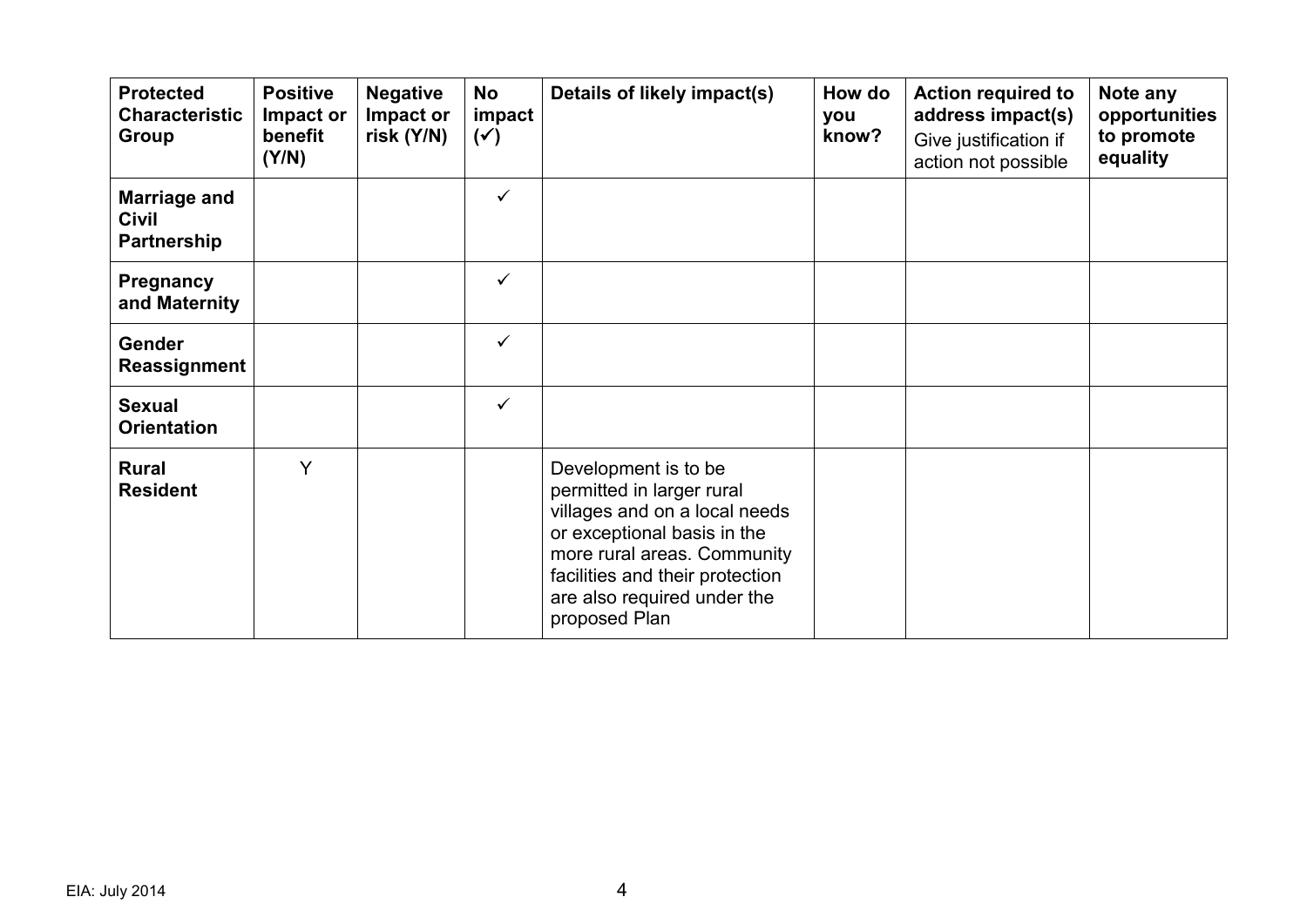| Protected Characteristic Group | Positive Impact or benefit (Y/N) | Negative Impact or risk (Y/N) | No impact (✓) | Details of likely impact(s) | How do you know? | Action required to address impact(s) Give justification if action not possible | Note any opportunities to promote equality |
|---|---|---|---|---|---|---|---|
| **Marriage and Civil Partnership** | | | ✓ | | | | |
| **Pregnancy and Maternity** | | | ✓ | | | | |
| **Gender Reassignment** | | | ✓ | | | | |
| **Sexual Orientation** | | | ✓ | | | | |
| **Rural Resident** | Y | | | Development is to be permitted in larger rural villages and on a local needs or exceptional basis in the more rural areas. Community facilities and their protection are also required under the proposed Plan | | | |

EIA: July 2014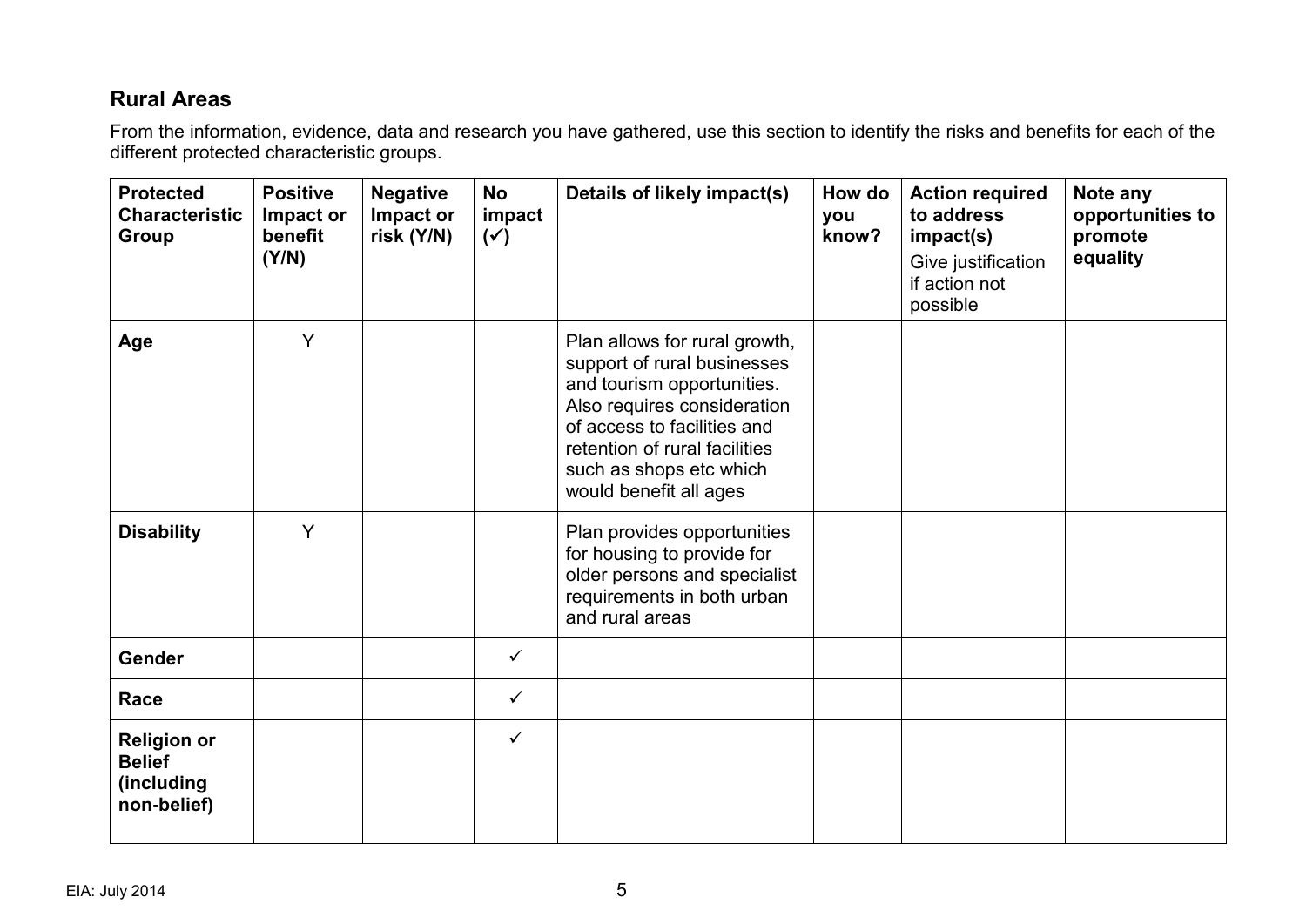## Rural Areas

From the information, evidence, data and research you have gathered, use this section to identify the risks and benefits for each of the different protected characteristic groups.

| Protected Characteristic Group | Positive Impact or benefit (Y/N) | Negative Impact or risk (Y/N) | No impact (✓) | Details of likely impact(s) | How do you know? | Action required to address impact(s) Give justification if action not possible | Note any opportunities to promote equality |
|---|---|---|---|---|---|---|---|
| **Age** | Y | | | Plan allows for rural growth, support of rural businesses and tourism opportunities. Also requires consideration of access to facilities and retention of rural facilities such as shops etc which would benefit all ages | | | |
| **Disability** | Y | | | Plan provides opportunities for housing to provide for older persons and specialist requirements in both urban and rural areas | | | |
| **Gender** | | | ✓ | | | | |
| **Race** | | | ✓ | | | | |
| **Religion or Belief (including non-belief)** | | | ✓ | | | | |

EIA: July 2014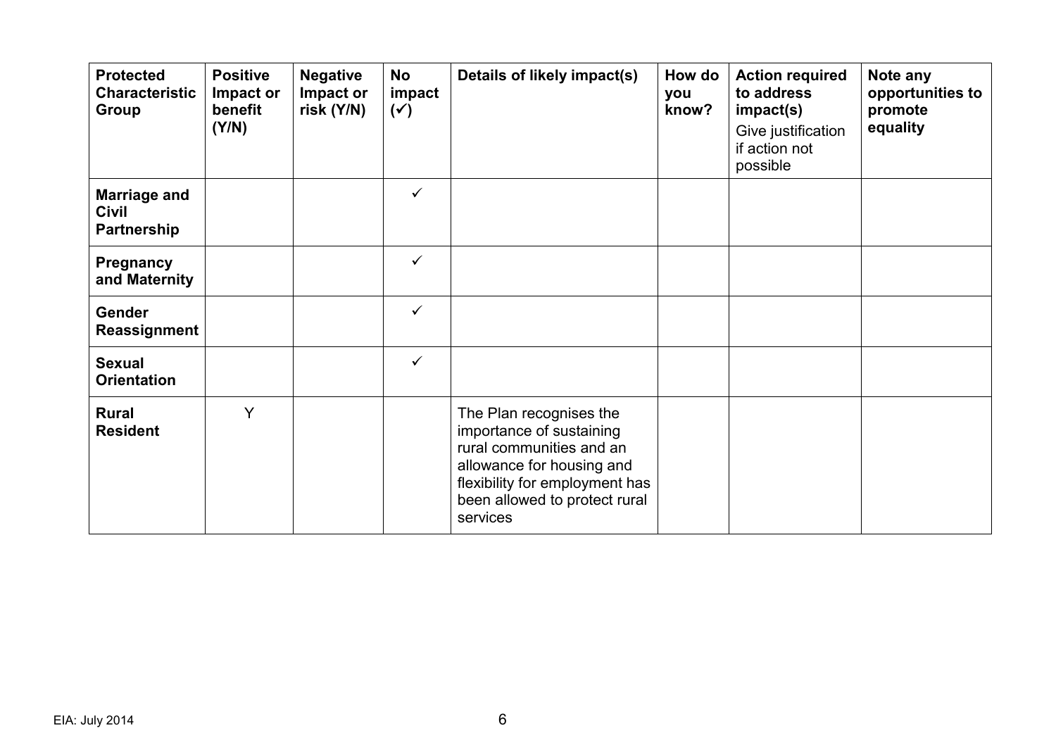| Protected Characteristic Group | Positive Impact or benefit (Y/N) | Negative Impact or risk (Y/N) | No impact (✓) | Details of likely impact(s) | How do you know? | Action required to address impact(s) Give justification if action not possible | Note any opportunities to promote equality |
|---|---|---|---|---|---|---|---|
| **Marriage and Civil Partnership** | | | ✓ | | | | |
| **Pregnancy and Maternity** | | | ✓ | | | | |
| **Gender Reassignment** | | | ✓ | | | | |
| **Sexual Orientation** | | | ✓ | | | | |
| **Rural Resident** | Y | | | The Plan recognises the importance of sustaining rural communities and an allowance for housing and flexibility for employment has been allowed to protect rural services | | | |

EIA: July 2014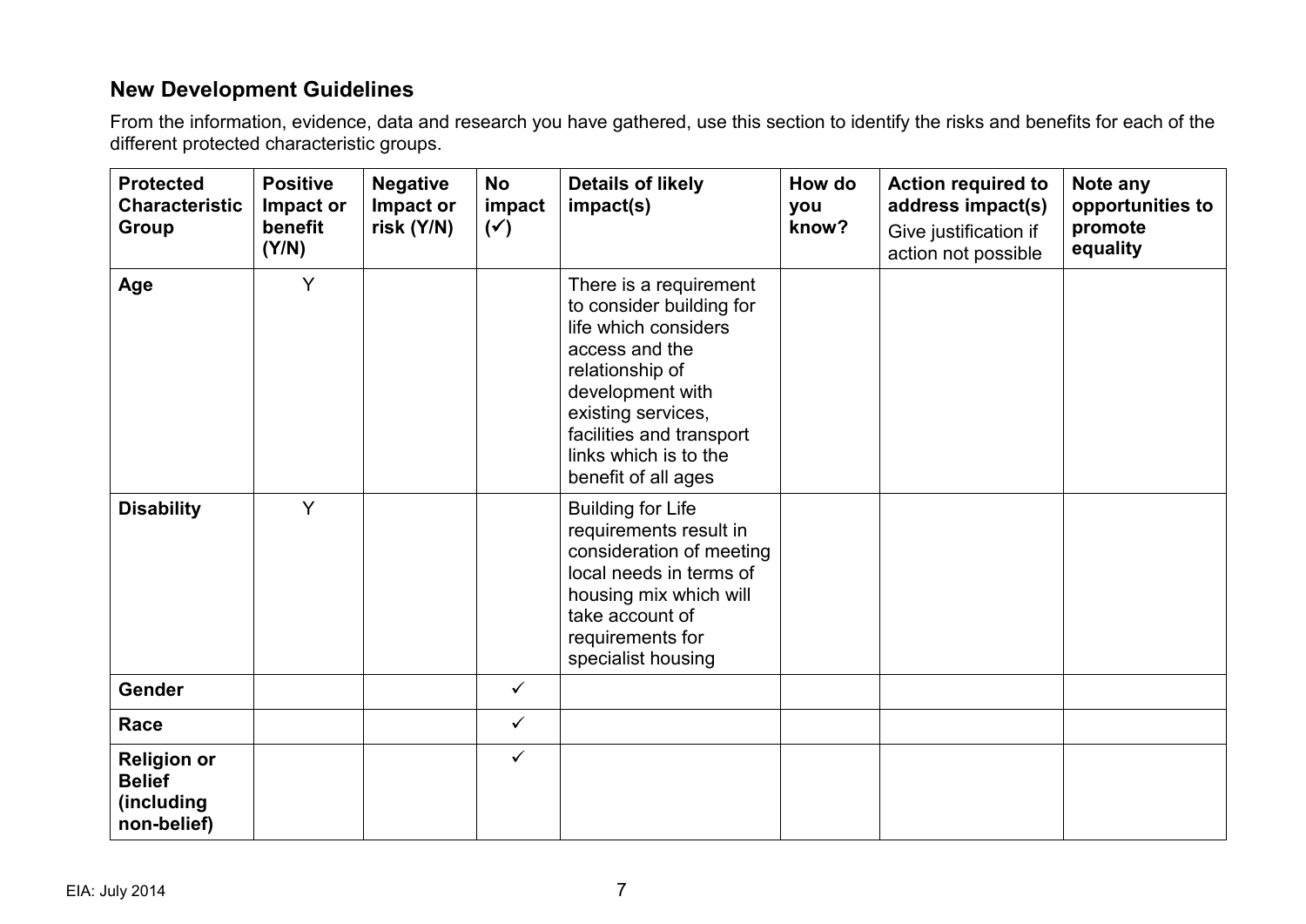## New Development Guidelines

From the information, evidence, data and research you have gathered, use this section to identify the risks and benefits for each of the different protected characteristic groups.

| Protected Characteristic Group | Positive Impact or benefit (Y/N) | Negative Impact or risk (Y/N) | No impact (✓) | Details of likely impact(s) | How do you know? | Action required to address impact(s) Give justification if action not possible | Note any opportunities to promote equality |
|---|---|---|---|---|---|---|---|
| **Age** | Y | | | There is a requirement to consider building for life which considers access and the relationship of development with existing services, facilities and transport links which is to the benefit of all ages | | | |
| **Disability** | Y | | | Building for Life requirements result in consideration of meeting local needs in terms of housing mix which will take account of requirements for specialist housing | | | |
| **Gender** | | | ✓ | | | | |
| **Race** | | | ✓ | | | | |
| **Religion or Belief (including non-belief)** | | | ✓ | | | | |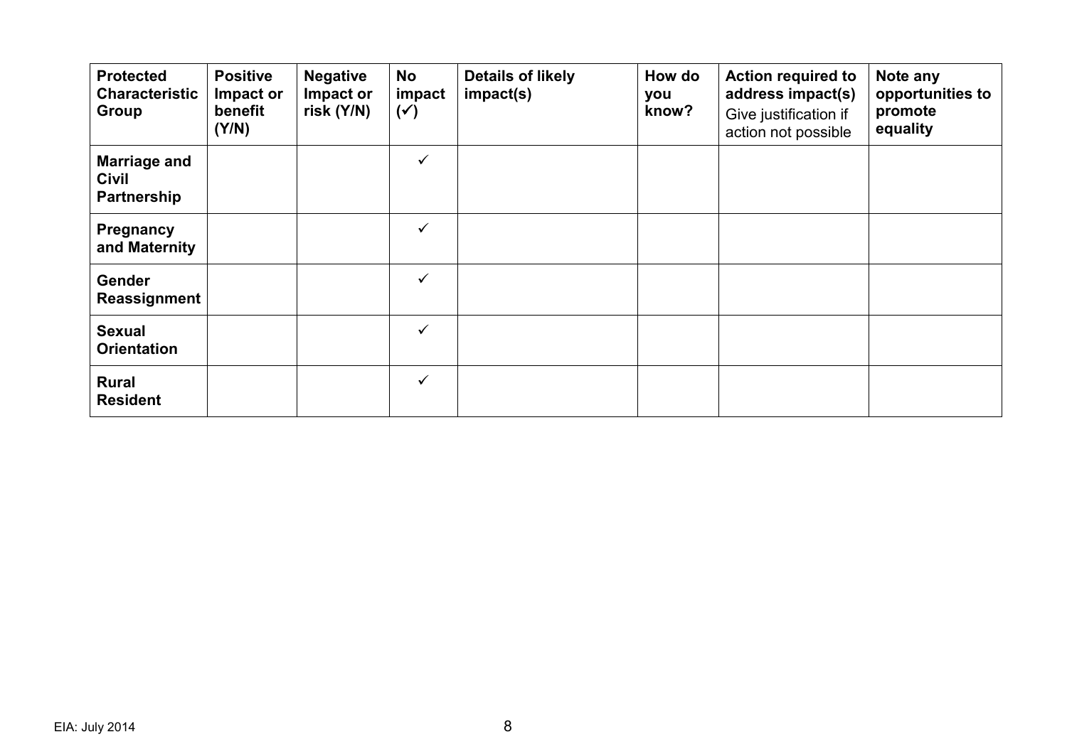| Protected Characteristic Group | Positive Impact or benefit (Y/N) | Negative Impact or risk (Y/N) | No impact (✓) | Details of likely impact(s) | How do you know? | Action required to address impact(s) Give justification if action not possible | Note any opportunities to promote equality |
|---|---|---|---|---|---|---|---|
| **Marriage and Civil Partnership** | | | ✓ | | | | |
| **Pregnancy and Maternity** | | | ✓ | | | | |
| **Gender Reassignment** | | | ✓ | | | | |
| **Sexual Orientation** | | | ✓ | | | | |
| **Rural Resident** | | | ✓ | | | | |

EIA: July 2014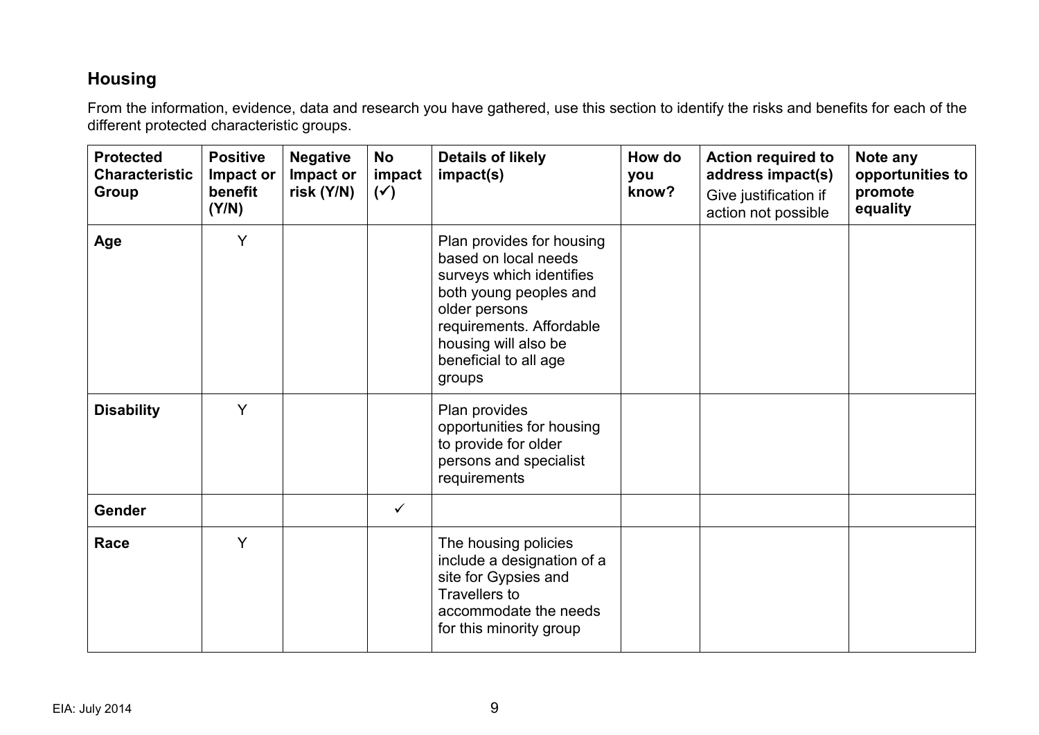## Housing

From the information, evidence, data and research you have gathered, use this section to identify the risks and benefits for each of the different protected characteristic groups.

| Protected Characteristic Group | Positive Impact or benefit (Y/N) | Negative Impact or risk (Y/N) | No impact (✓) | Details of likely impact(s) | How do you know? | Action required to address impact(s) Give justification if action not possible | Note any opportunities to promote equality |
|---|---|---|---|---|---|---|---|
| **Age** | Y | | | Plan provides for housing based on local needs surveys which identifies both young peoples and older persons requirements. Affordable housing will also be beneficial to all age groups | | | |
| **Disability** | Y | | | Plan provides opportunities for housing to provide for older persons and specialist requirements | | | |
| **Gender** | | | ✓ | | | | |
| **Race** | Y | | | The housing policies include a designation of a site for Gypsies and Travellers to accommodate the needs for this minority group | | | |

EIA: July 2014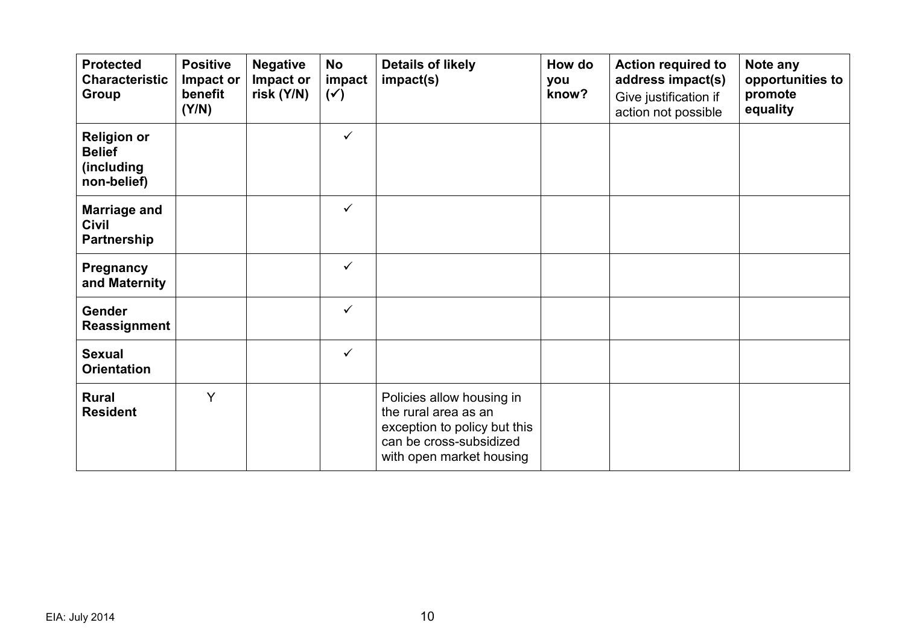| Protected Characteristic Group | Positive Impact or benefit (Y/N) | Negative Impact or risk (Y/N) | No impact (✓) | Details of likely impact(s) | How do you know? | Action required to address impact(s) Give justification if action not possible | Note any opportunities to promote equality |
|---|---|---|---|---|---|---|---|
| **Religion or Belief (including non-belief)** | | | ✓ | | | | |
| **Marriage and Civil Partnership** | | | ✓ | | | | |
| **Pregnancy and Maternity** | | | ✓ | | | | |
| **Gender Reassignment** | | | ✓ | | | | |
| **Sexual Orientation** | | | ✓ | | | | |
| **Rural Resident** | Y | | | Policies allow housing in the rural area as an exception to policy but this can be cross-subsidized with open market housing | | | |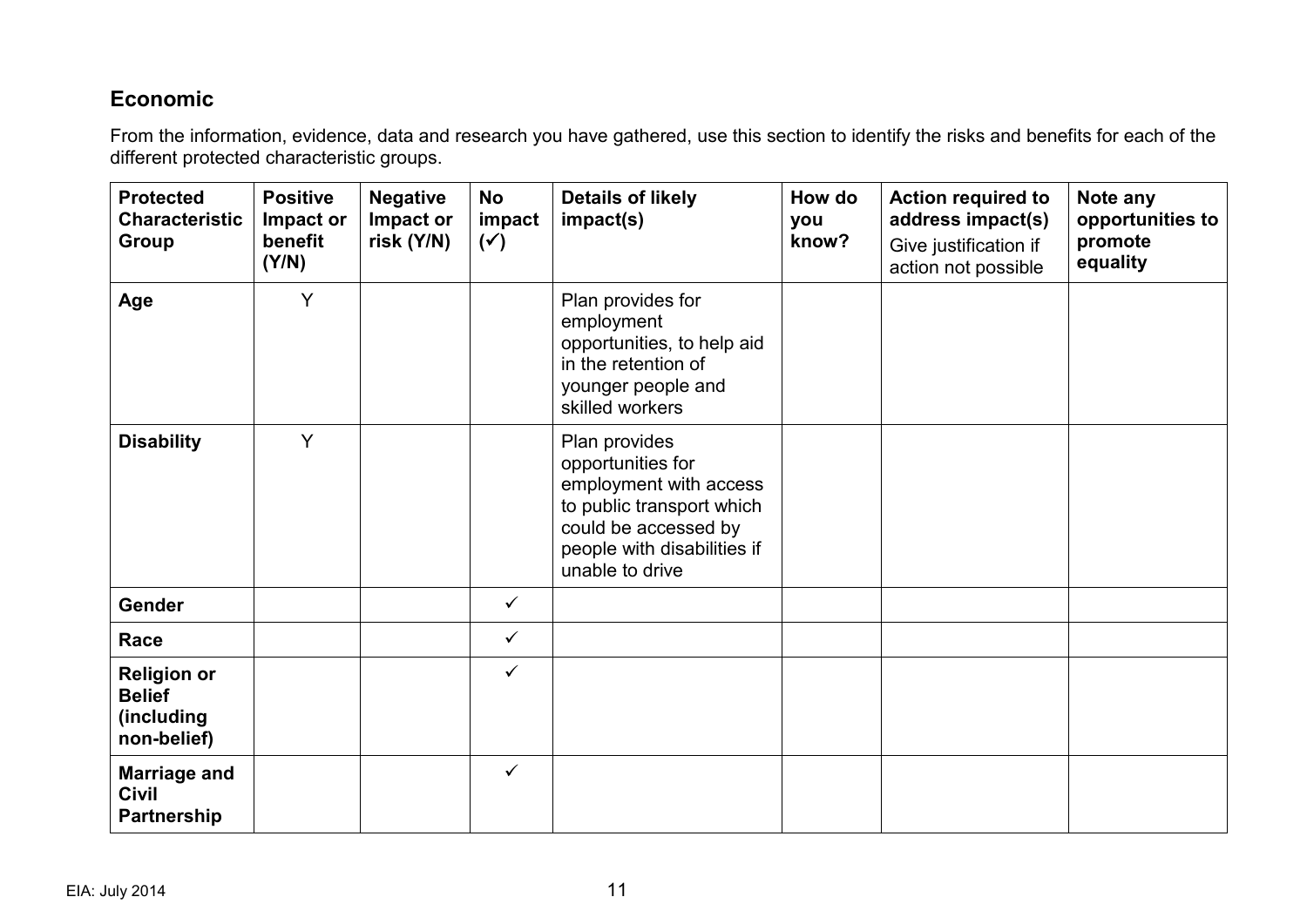## Economic

From the information, evidence, data and research you have gathered, use this section to identify the risks and benefits for each of the different protected characteristic groups.

| Protected Characteristic Group | Positive Impact or benefit (Y/N) | Negative Impact or risk (Y/N) | No impact (✓) | Details of likely impact(s) | How do you know? | Action required to address impact(s) Give justification if action not possible | Note any opportunities to promote equality |
|---|---|---|---|---|---|---|---|
| **Age** | Y | | | Plan provides for employment opportunities, to help aid in the retention of younger people and skilled workers | | | |
| **Disability** | Y | | | Plan provides opportunities for employment with access to public transport which could be accessed by people with disabilities if unable to drive | | | |
| **Gender** | | | ✓ | | | | |
| **Race** | | | ✓ | | | | |
| **Religion or Belief (including non-belief)** | | | ✓ | | | | |
| **Marriage and Civil Partnership** | | | ✓ | | | | |

EIA: July 2014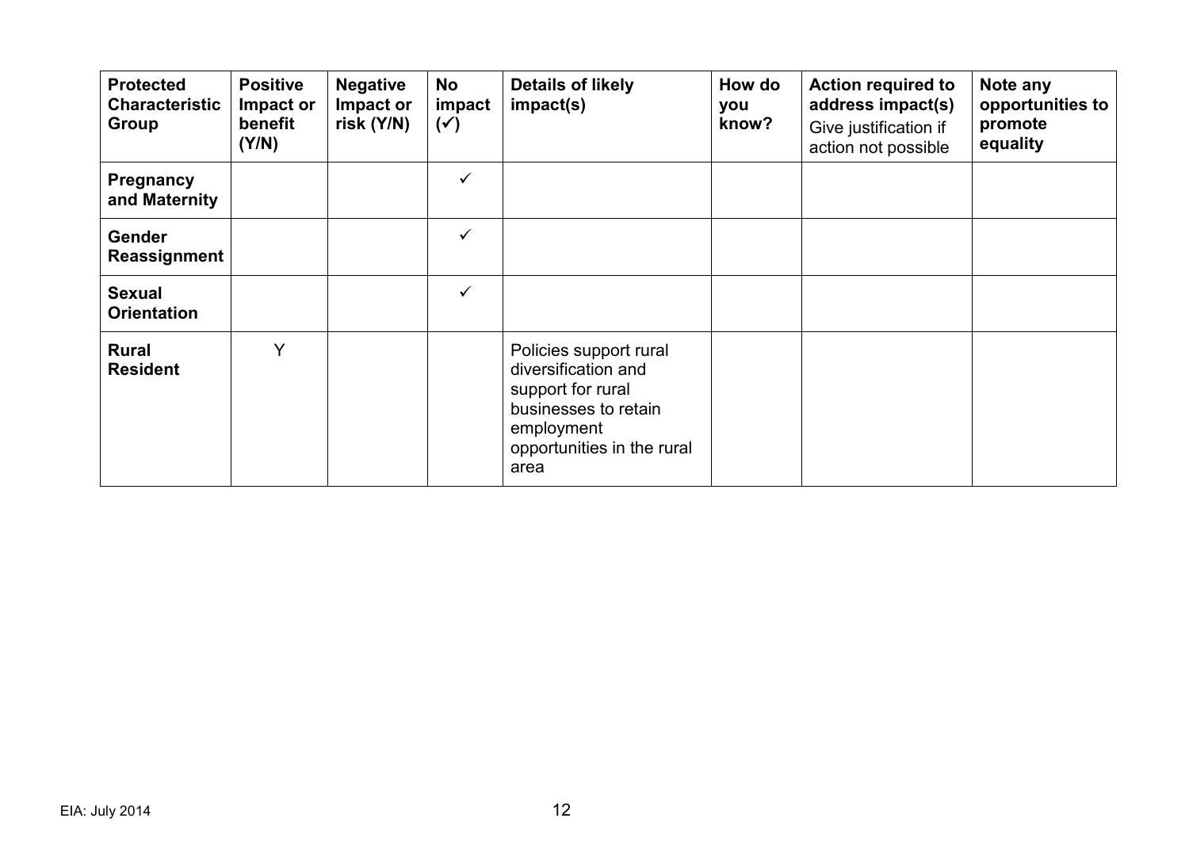| **Protected Characteristic Group** | **Positive Impact or benefit (Y/N)** | **Negative Impact or risk (Y/N)** | **No impact (✓)** | **Details of likely impact(s)** | **How do you know?** | **Action required to address impact(s)** Give justification if action not possible | **Note any opportunities to promote equality** |
|---|---|---|---|---|---|---|---|
| **Pregnancy and Maternity** | | | ✓ | | | | |
| **Gender Reassignment** | | | ✓ | | | | |
| **Sexual Orientation** | | | ✓ | | | | |
| **Rural Resident** | Y | | | Policies support rural diversification and support for rural businesses to retain employment opportunities in the rural area | | | |

EIA: July 2014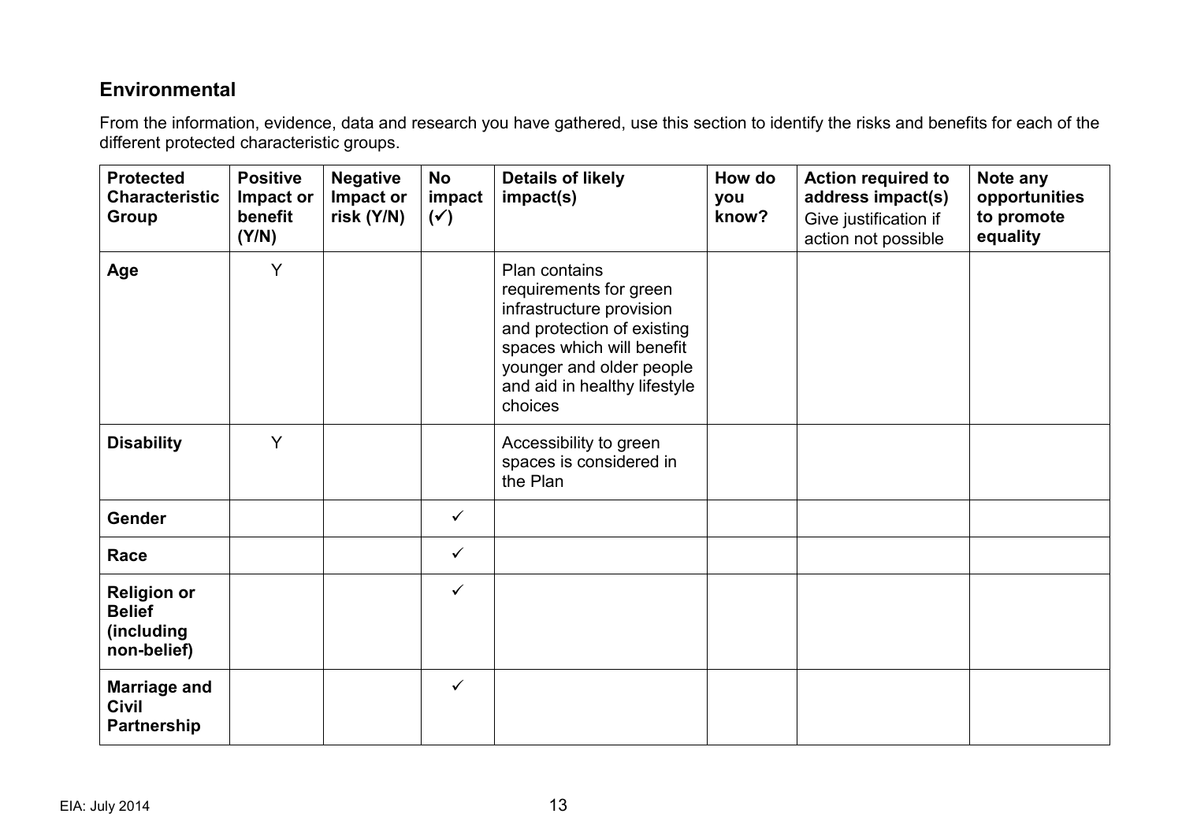## Environmental

From the information, evidence, data and research you have gathered, use this section to identify the risks and benefits for each of the different protected characteristic groups.

| Protected Characteristic Group | Positive Impact or benefit (Y/N) | Negative Impact or risk (Y/N) | No impact (✓) | Details of likely impact(s) | How do you know? | Action required to address impact(s) Give justification if action not possible | Note any opportunities to promote equality |
|---|---|---|---|---|---|---|---|
| **Age** | Y | | | Plan contains requirements for green infrastructure provision and protection of existing spaces which will benefit younger and older people and aid in healthy lifestyle choices | | | |
| **Disability** | Y | | | Accessibility to green spaces is considered in the Plan | | | |
| **Gender** | | | ✓ | | | | |
| **Race** | | | ✓ | | | | |
| **Religion or Belief (including non-belief)** | | | ✓ | | | | |
| **Marriage and Civil Partnership** | | | ✓ | | | | |

EIA: July 2014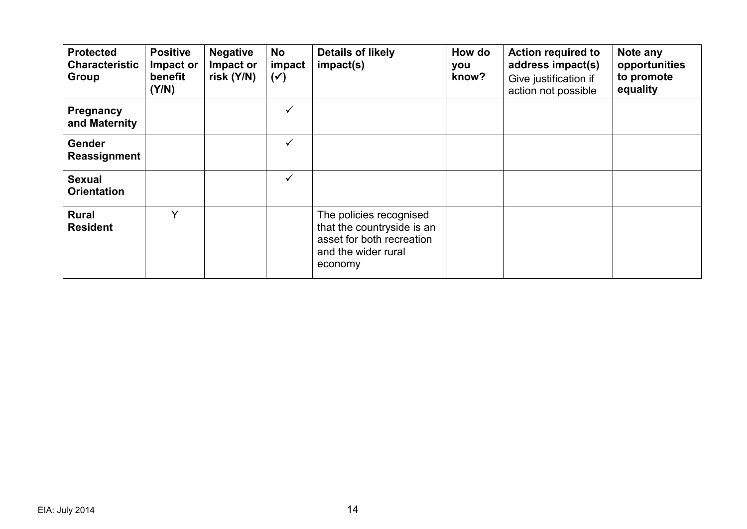| **Protected Characteristic Group** | **Positive Impact or benefit (Y/N)** | **Negative Impact or risk (Y/N)** | **No impact (✓)** | **Details of likely impact(s)** | **How do you know?** | **Action required to address impact(s)** Give justification if action not possible | **Note any opportunities to promote equality** |
|---|---|---|---|---|---|---|---|
| **Pregnancy and Maternity** | | | ✓ | | | | |
| **Gender Reassignment** | | | ✓ | | | | |
| **Sexual Orientation** | | | ✓ | | | | |
| **Rural Resident** | Y | | | The policies recognised that the countryside is an asset for both recreation and the wider rural economy | | | |

EIA: July 2014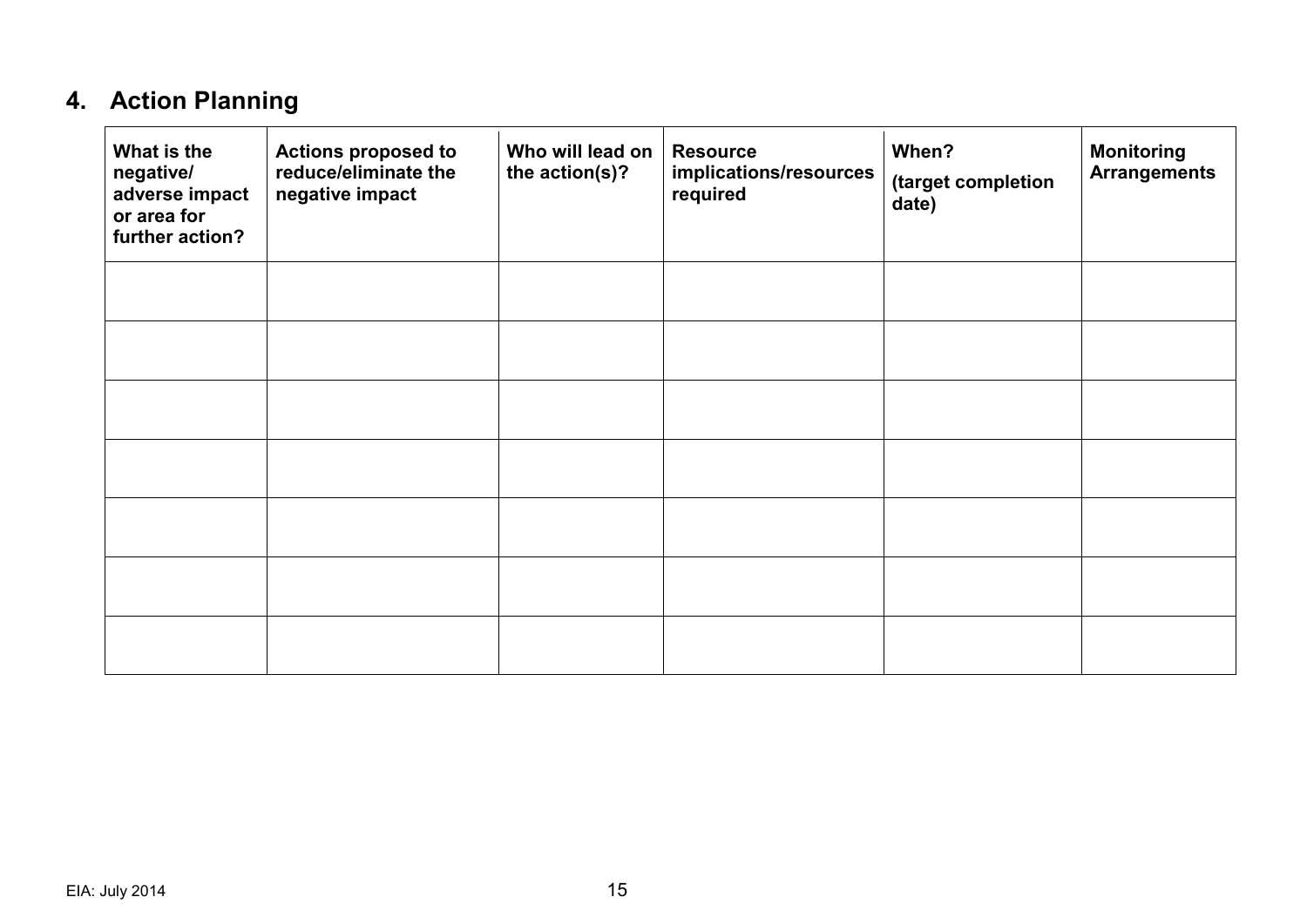## 4. Action Planning

| What is the negative/ adverse impact or area for further action? | Actions proposed to reduce/eliminate the negative impact | Who will lead on the action(s)? | Resource implications/resources required | When? (target completion date) | Monitoring Arrangements |
|---|---|---|---|---|---|
| | | | | | |
| | | | | | |
| | | | | | |
| | | | | | |
| | | | | | |
| | | | | | |
| | | | | | |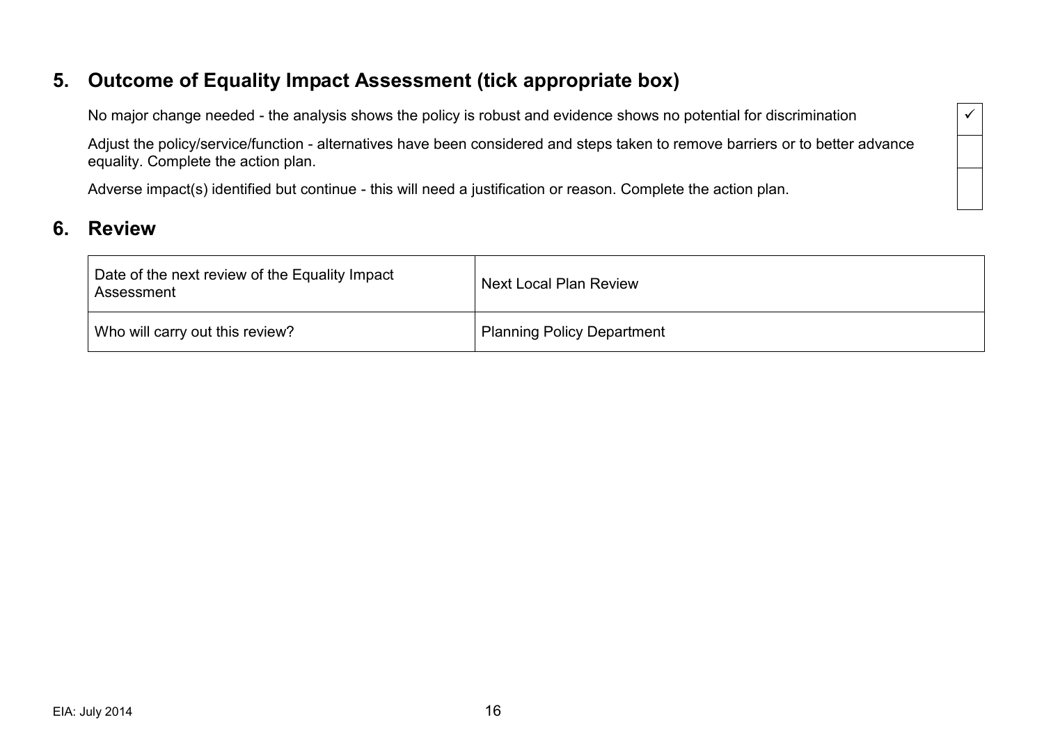## 5. Outcome of Equality Impact Assessment (tick appropriate box)

| | |
|---|---|
| No major change needed - the analysis shows the policy is robust and evidence shows no potential for discrimination | ✓ |
| Adjust the policy/service/function - alternatives have been considered and steps taken to remove barriers or to better advance equality. Complete the action plan. | |
| Adverse impact(s) identified but continue - this will need a justification or reason. Complete the action plan. | |

## 6. Review

| | |
|---|---|
| Date of the next review of the Equality Impact Assessment | Next Local Plan Review |
| Who will carry out this review? | Planning Policy Department |

EIA: July 2014